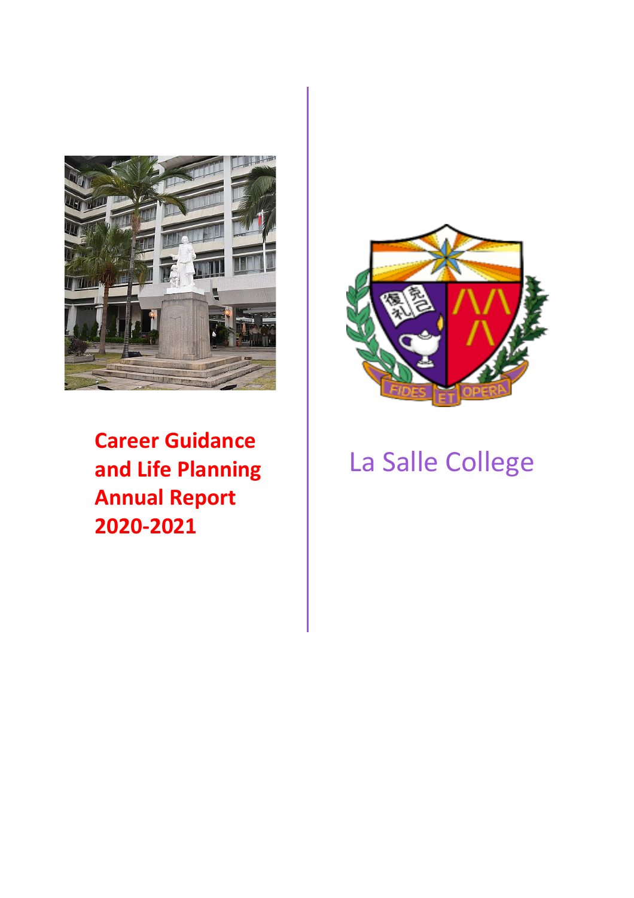# Career Guidance and Life Planning Annual Report 2020-2021

La Salle College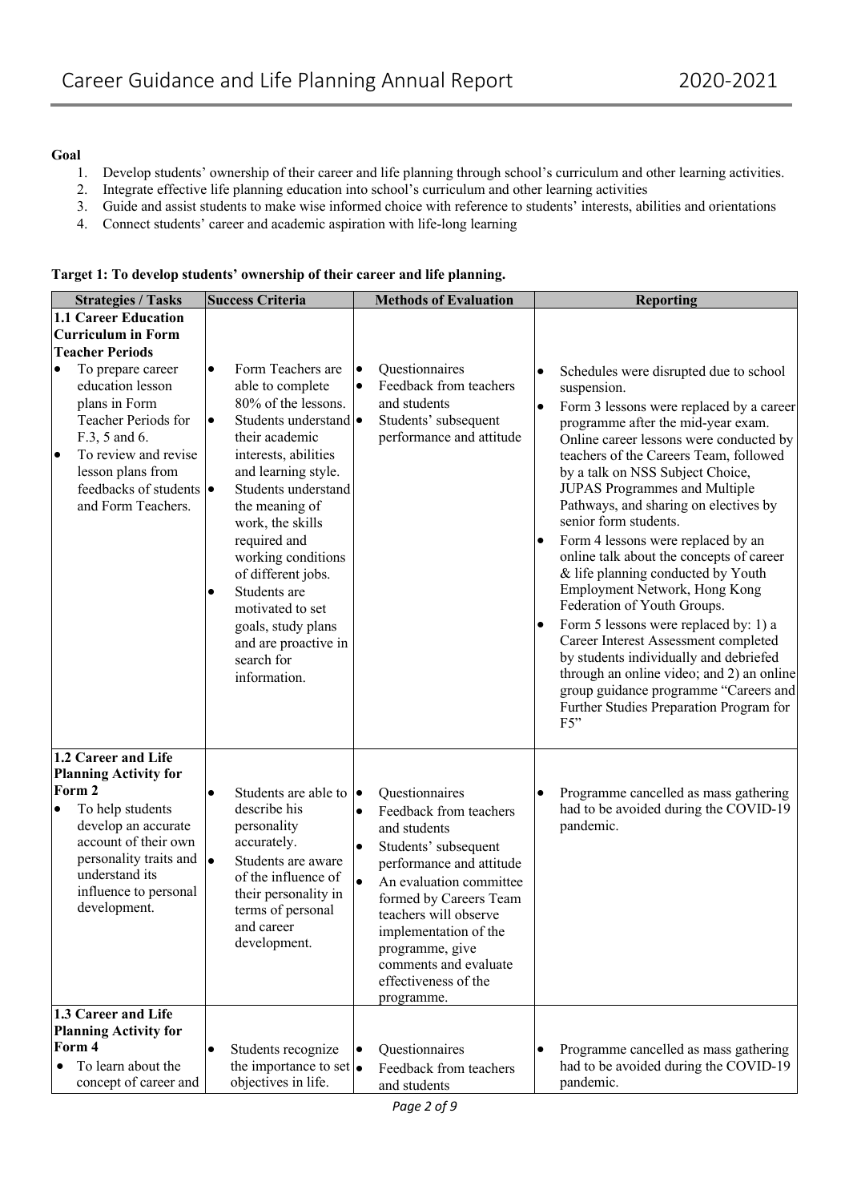**Goal**

1. Develop students' ownership of their career and life planning through school's curriculum and other learning activities.
2. Integrate effective life planning education into school's curriculum and other learning activities
3. Guide and assist students to make wise informed choice with reference to students' interests, abilities and orientations
4. Connect students' career and academic aspiration with life-long learning

**Target 1: To develop students' ownership of their career and life planning.**

| Strategies / Tasks | Success Criteria | Methods of Evaluation | Reporting |
|---|---|---|---|
| **1.1 Career Education Curriculum in Form Teacher Periods**<br>• To prepare career education lesson plans in Form Teacher Periods for F.3, 5 and 6.<br>• To review and revise lesson plans from feedbacks of students and Form Teachers. | • Form Teachers are able to complete 80% of the lessons.<br>• Students understand their academic interests, abilities and learning style.<br>• Students understand the meaning of work, the skills required and working conditions of different jobs.<br>• Students are motivated to set goals, study plans and are proactive in search for information. | • Questionnaires<br>• Feedback from teachers and students<br>• Students' subsequent performance and attitude | • Schedules were disrupted due to school suspension.<br>• Form 3 lessons were replaced by a career programme after the mid-year exam. Online career lessons were conducted by teachers of the Careers Team, followed by a talk on NSS Subject Choice, JUPAS Programmes and Multiple Pathways, and sharing on electives by senior form students.<br>• Form 4 lessons were replaced by an online talk about the concepts of career & life planning conducted by Youth Employment Network, Hong Kong Federation of Youth Groups.<br>• Form 5 lessons were replaced by: 1) a Career Interest Assessment completed by students individually and debriefed through an online video; and 2) an online group guidance programme "Careers and Further Studies Preparation Program for F5" |
| **1.2 Career and Life Planning Activity for Form 2**<br>• To help students develop an accurate account of their own personality traits and understand its influence to personal development. | • Students are able to describe his personality accurately.<br>• Students are aware of the influence of their personality in terms of personal and career development. | • Questionnaires<br>• Feedback from teachers and students<br>• Students' subsequent performance and attitude<br>• An evaluation committee formed by Careers Team teachers will observe implementation of the programme, give comments and evaluate effectiveness of the programme. | • Programme cancelled as mass gathering had to be avoided during the COVID-19 pandemic. |
| **1.3 Career and Life Planning Activity for Form 4**<br>• To learn about the concept of career and | • Students recognize the importance to set objectives in life. | • Questionnaires<br>• Feedback from teachers and students | • Programme cancelled as mass gathering had to be avoided during the COVID-19 pandemic. |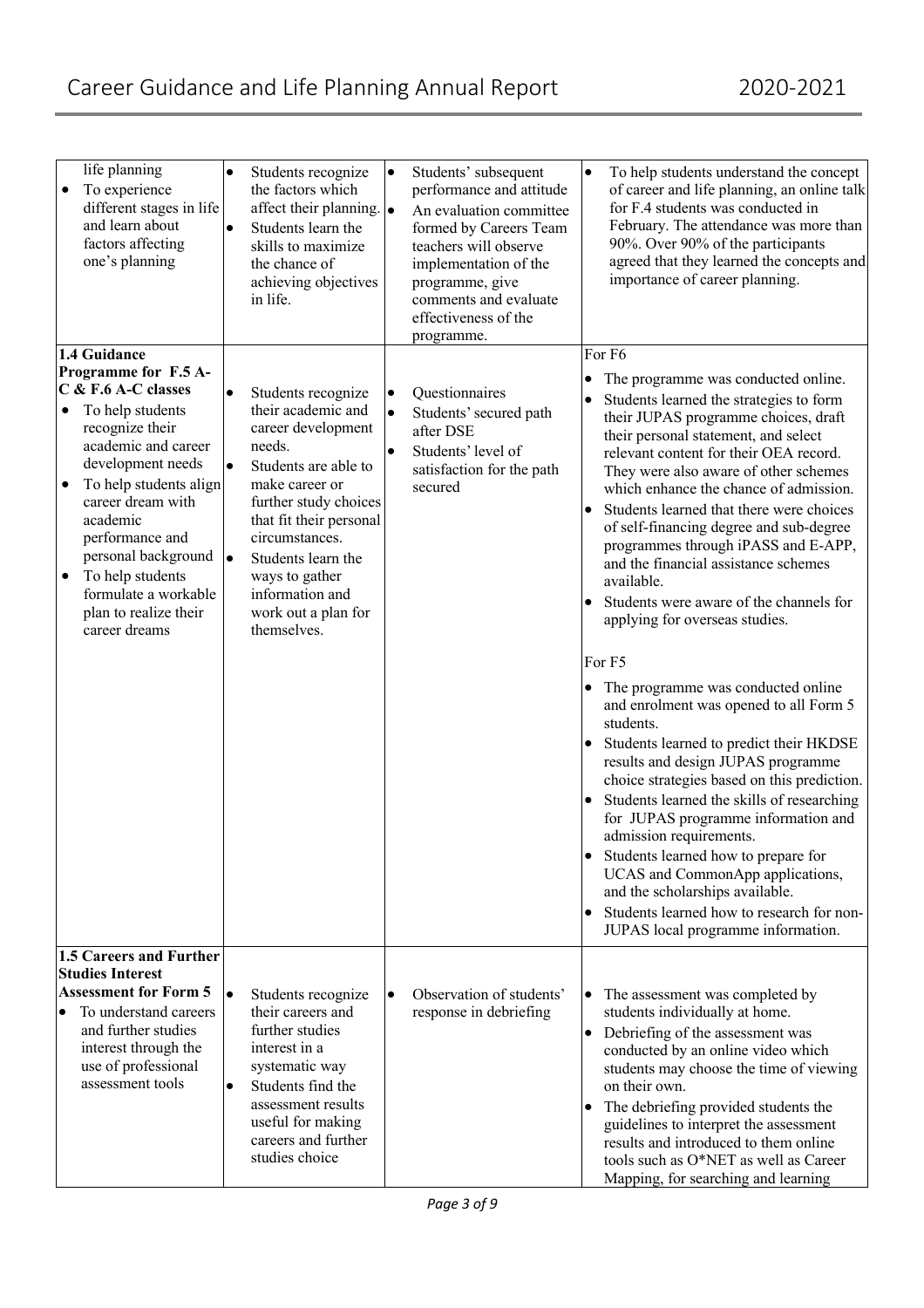| | | | |
|---|---|---|---|
| life planning<br>• To experience different stages in life and learn about factors affecting one's planning | • Students recognize the factors which affect their planning.<br>• Students learn the skills to maximize the chance of achieving objectives in life. | • Students' subsequent performance and attitude<br>• An evaluation committee formed by Careers Team teachers will observe implementation of the programme, give comments and evaluate effectiveness of the programme. | • To help students understand the concept of career and life planning, an online talk for F.4 students was conducted in February. The attendance was more than 90%. Over 90% of the participants agreed that they learned the concepts and importance of career planning. |
| **1.4 Guidance Programme for F.5 A-C & F.6 A-C classes**<br>• To help students recognize their academic and career development needs<br>• To help students align career dream with academic performance and personal background<br>• To help students formulate a workable plan to realize their career dreams | • Students recognize their academic and career development needs.<br>• Students are able to make career or further study choices that fit their personal circumstances.<br>• Students learn the ways to gather information and work out a plan for themselves. | • Questionnaires<br>• Students' secured path after DSE<br>• Students' level of satisfaction for the path secured | For F6<br>• The programme was conducted online.<br>• Students learned the strategies to form their JUPAS programme choices, draft their personal statement, and select relevant content for their OEA record. They were also aware of other schemes which enhance the chance of admission.<br>• Students learned that there were choices of self-financing degree and sub-degree programmes through iPASS and E-APP, and the financial assistance schemes available.<br>• Students were aware of the channels for applying for overseas studies.<br><br>For F5<br>• The programme was conducted online and enrolment was opened to all Form 5 students.<br>• Students learned to predict their HKDSE results and design JUPAS programme choice strategies based on this prediction.<br>• Students learned the skills of researching for JUPAS programme information and admission requirements.<br>• Students learned how to prepare for UCAS and CommonApp applications, and the scholarships available.<br>• Students learned how to research for non-JUPAS local programme information. |
| **1.5 Careers and Further Studies Interest Assessment for Form 5**<br>• To understand careers and further studies interest through the use of professional assessment tools | • Students recognize their careers and further studies interest in a systematic way<br>• Students find the assessment results useful for making careers and further studies choice | • Observation of students' response in debriefing | • The assessment was completed by students individually at home.<br>• Debriefing of the assessment was conducted by an online video which students may choose the time of viewing on their own.<br>• The debriefing provided students the guidelines to interpret the assessment results and introduced to them online tools such as O*NET as well as Career Mapping, for searching and learning |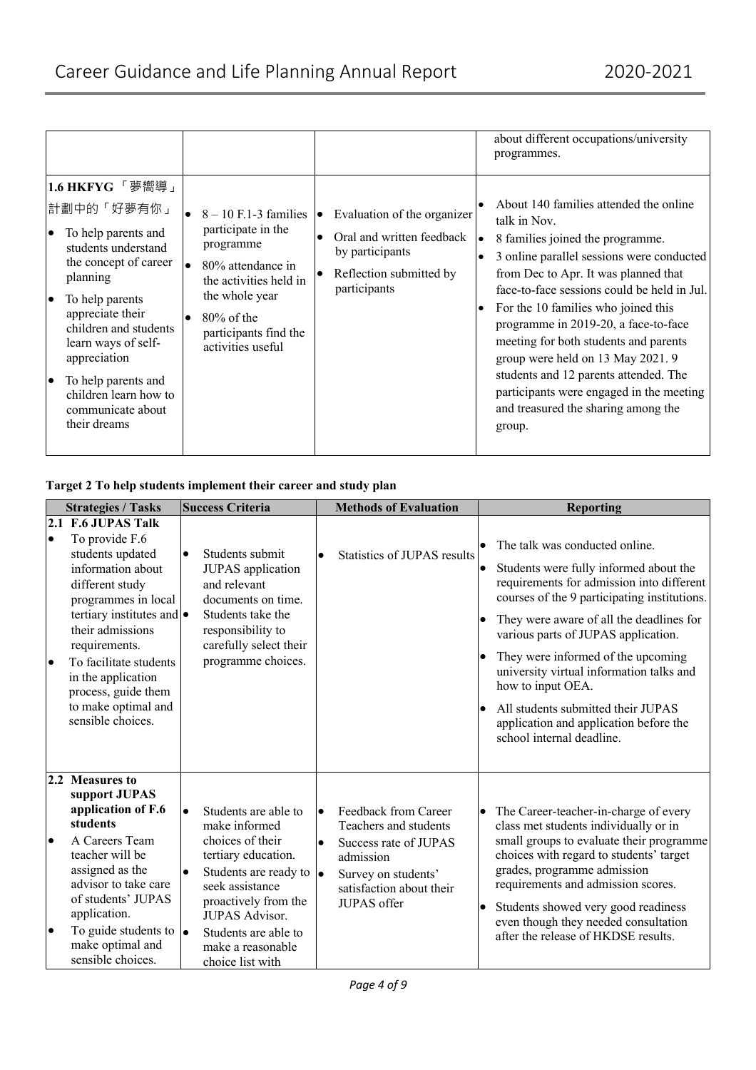| | | | about different occupations/university programmes. |
|---|---|---|---|
| **1.6 HKFYG 「夢嚮導」計劃中的「好夢有你」**<br>• To help parents and students understand the concept of career planning<br>• To help parents appreciate their children and students learn ways of self-appreciation<br>• To help parents and children learn how to communicate about their dreams | • 8 – 10 F.1-3 families participate in the programme<br>• 80% attendance in the activities held in the whole year<br>• 80% of the participants find the activities useful | • Evaluation of the organizer<br>• Oral and written feedback by participants<br>• Reflection submitted by participants | • About 140 families attended the online talk in Nov.<br>• 8 families joined the programme.<br>• 3 online parallel sessions were conducted from Dec to Apr. It was planned that face-to-face sessions could be held in Jul.<br>• For the 10 families who joined this programme in 2019-20, a face-to-face meeting for both students and parents group were held on 13 May 2021. 9 students and 12 parents attended. The participants were engaged in the meeting and treasured the sharing among the group. |

**Target 2 To help students implement their career and study plan**

| Strategies / Tasks | Success Criteria | Methods of Evaluation | Reporting |
|---|---|---|---|
| **2.1 F.6 JUPAS Talk**<br>• To provide F.6 students updated information about different study programmes in local tertiary institutes and their admissions requirements.<br>• To facilitate students in the application process, guide them to make optimal and sensible choices. | • Students submit JUPAS application and relevant documents on time.<br>• Students take the responsibility to carefully select their programme choices. | • Statistics of JUPAS results | • The talk was conducted online.<br>• Students were fully informed about the requirements for admission into different courses of the 9 participating institutions.<br>• They were aware of all the deadlines for various parts of JUPAS application.<br>• They were informed of the upcoming university virtual information talks and how to input OEA.<br>• All students submitted their JUPAS application and application before the school internal deadline. |
| **2.2 Measures to support JUPAS application of F.6 students**<br>• A Careers Team teacher will be assigned as the advisor to take care of students' JUPAS application.<br>• To guide students to make optimal and sensible choices. | • Students are able to make informed choices of their tertiary education.<br>• Students are ready to seek assistance proactively from the JUPAS Advisor.<br>• Students are able to make a reasonable choice list with | • Feedback from Career Teachers and students<br>• Success rate of JUPAS admission<br>• Survey on students' satisfaction about their JUPAS offer | • The Career-teacher-in-charge of every class met students individually or in small groups to evaluate their programme choices with regard to students' target grades, programme admission requirements and admission scores.<br>• Students showed very good readiness even though they needed consultation after the release of HKDSE results. |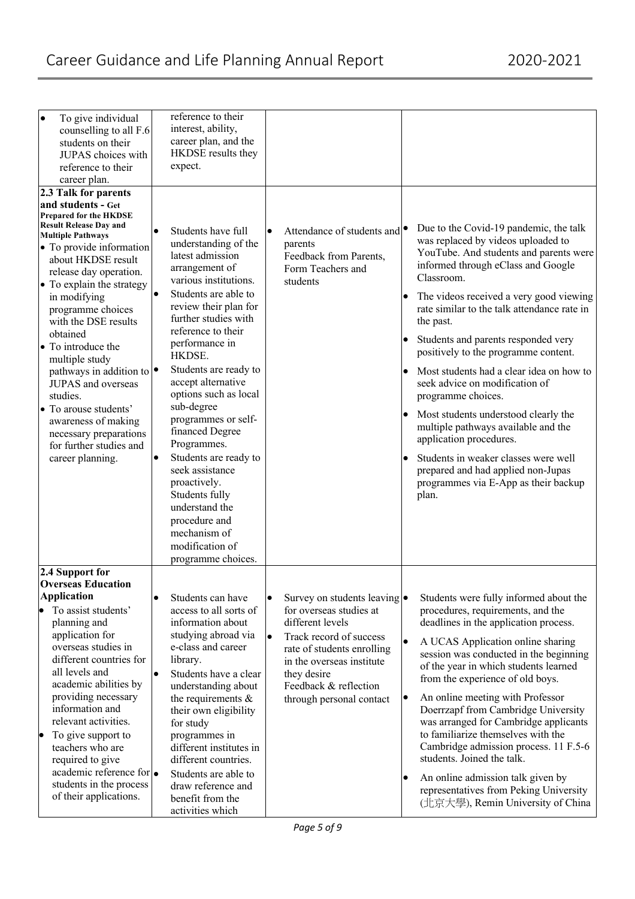| | | | |
|---|---|---|---|
| • To give individual counselling to all F.6 students on their JUPAS choices with reference to their career plan. | reference to their interest, ability, career plan, and the HKDSE results they expect. | | |
| **2.3 Talk for parents and students - Get Prepared for the HKDSE Result Release Day and Multiple Pathways**<br>• To provide information about HKDSE result release day operation.<br>• To explain the strategy in modifying programme choices with the DSE results obtained<br>• To introduce the multiple study pathways in addition to JUPAS and overseas studies.<br>• To arouse students' awareness of making necessary preparations for further studies and career planning. | • Students have full understanding of the latest admission arrangement of various institutions.<br>• Students are able to review their plan for further studies with reference to their performance in HKDSE.<br>• Students are ready to accept alternative options such as local sub-degree programmes or self-financed Degree Programmes.<br>• Students are ready to seek assistance proactively. Students fully understand the procedure and mechanism of modification of programme choices. | • Attendance of students and parents<br>Feedback from Parents, Form Teachers and students | • Due to the Covid-19 pandemic, the talk was replaced by videos uploaded to YouTube. And students and parents were informed through eClass and Google Classroom.<br>• The videos received a very good viewing rate similar to the talk attendance rate in the past.<br>• Students and parents responded very positively to the programme content.<br>• Most students had a clear idea on how to seek advice on modification of programme choices.<br>• Most students understood clearly the multiple pathways available and the application procedures.<br>• Students in weaker classes were well prepared and had applied non-Jupas programmes via E-App as their backup plan. |
| **2.4 Support for Overseas Education Application**<br>• To assist students' planning and application for overseas studies in different countries for all levels and academic abilities by providing necessary information and relevant activities.<br>• To give support to teachers who are required to give academic reference for students in the process of their applications. | • Students can have access to all sorts of information about studying abroad via e-class and career library.<br>• Students have a clear understanding about the requirements & their own eligibility for study programmes in different institutes in different countries.<br>• Students are able to draw reference and benefit from the activities which | • Survey on students leaving for overseas studies at different levels<br>• Track record of success rate of students enrolling in the overseas institute they desire<br>Feedback & reflection through personal contact | • Students were fully informed about the procedures, requirements, and the deadlines in the application process.<br>• A UCAS Application online sharing session was conducted in the beginning of the year in which students learned from the experience of old boys.<br>• An online meeting with Professor Doerrzapf from Cambridge University was arranged for Cambridge applicants to familiarize themselves with the Cambridge admission process. 11 F.5-6 students. Joined the talk.<br>• An online admission talk given by representatives from Peking University (北京大學), Remin University of China |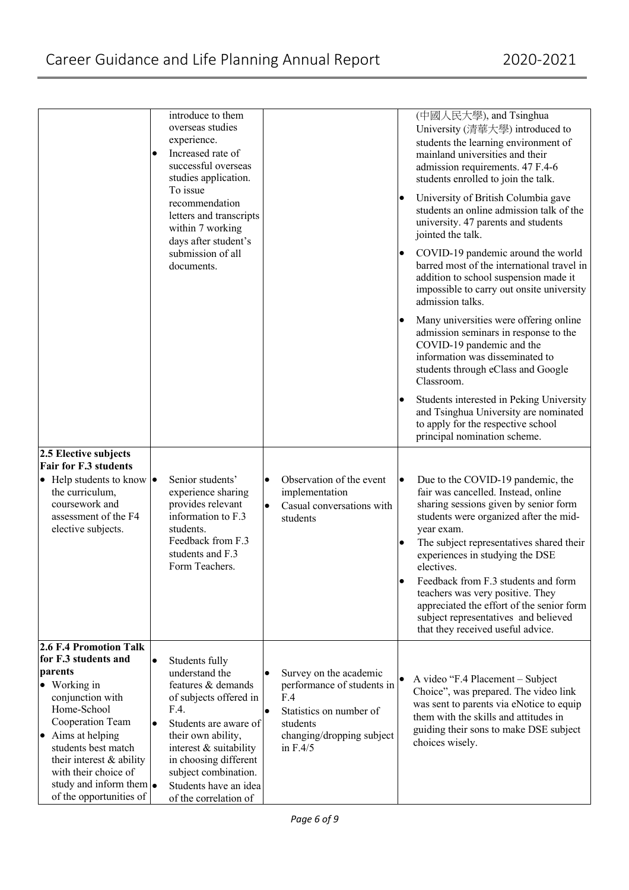| | | | |
|---|---|---|---|
| | introduce to them overseas studies experience.<br>• Increased rate of successful overseas studies application. To issue recommendation letters and transcripts within 7 working days after student's submission of all documents. | | (中國人民大學), and Tsinghua University (清華大學) introduced to students the learning environment of mainland universities and their admission requirements. 47 F.4-6 students enrolled to join the talk.<br>• University of British Columbia gave students an online admission talk of the university. 47 parents and students jointed the talk.<br>• COVID-19 pandemic around the world barred most of the international travel in addition to school suspension made it impossible to carry out onsite university admission talks.<br>• Many universities were offering online admission seminars in response to the COVID-19 pandemic and the information was disseminated to students through eClass and Google Classroom.<br>• Students interested in Peking University and Tsinghua University are nominated to apply for the respective school principal nomination scheme. |
| **2.5 Elective subjects Fair for F.3 students**<br>• Help students to know the curriculum, coursework and assessment of the F4 elective subjects. | • Senior students' experience sharing provides relevant information to F.3 students.<br>Feedback from F.3 students and F.3 Form Teachers. | • Observation of the event implementation<br>• Casual conversations with students | • Due to the COVID-19 pandemic, the fair was cancelled. Instead, online sharing sessions given by senior form students were organized after the mid-year exam.<br>• The subject representatives shared their experiences in studying the DSE electives.<br>• Feedback from F.3 students and form teachers was very positive. They appreciated the effort of the senior form subject representatives and believed that they received useful advice. |
| **2.6 F.4 Promotion Talk for F.3 students and parents**<br>• Working in conjunction with Home-School Cooperation Team<br>• Aims at helping students best match their interest & ability with their choice of study and inform them of the opportunities of | • Students fully understand the features & demands of subjects offered in F.4.<br>• Students are aware of their own ability, interest & suitability in choosing different subject combination.<br>• Students have an idea of the correlation of | • Survey on the academic performance of students in F.4<br>• Statistics on number of students changing/dropping subject in F.4/5 | • A video "F.4 Placement – Subject Choice", was prepared. The video link was sent to parents via eNotice to equip them with the skills and attitudes in guiding their sons to make DSE subject choices wisely. |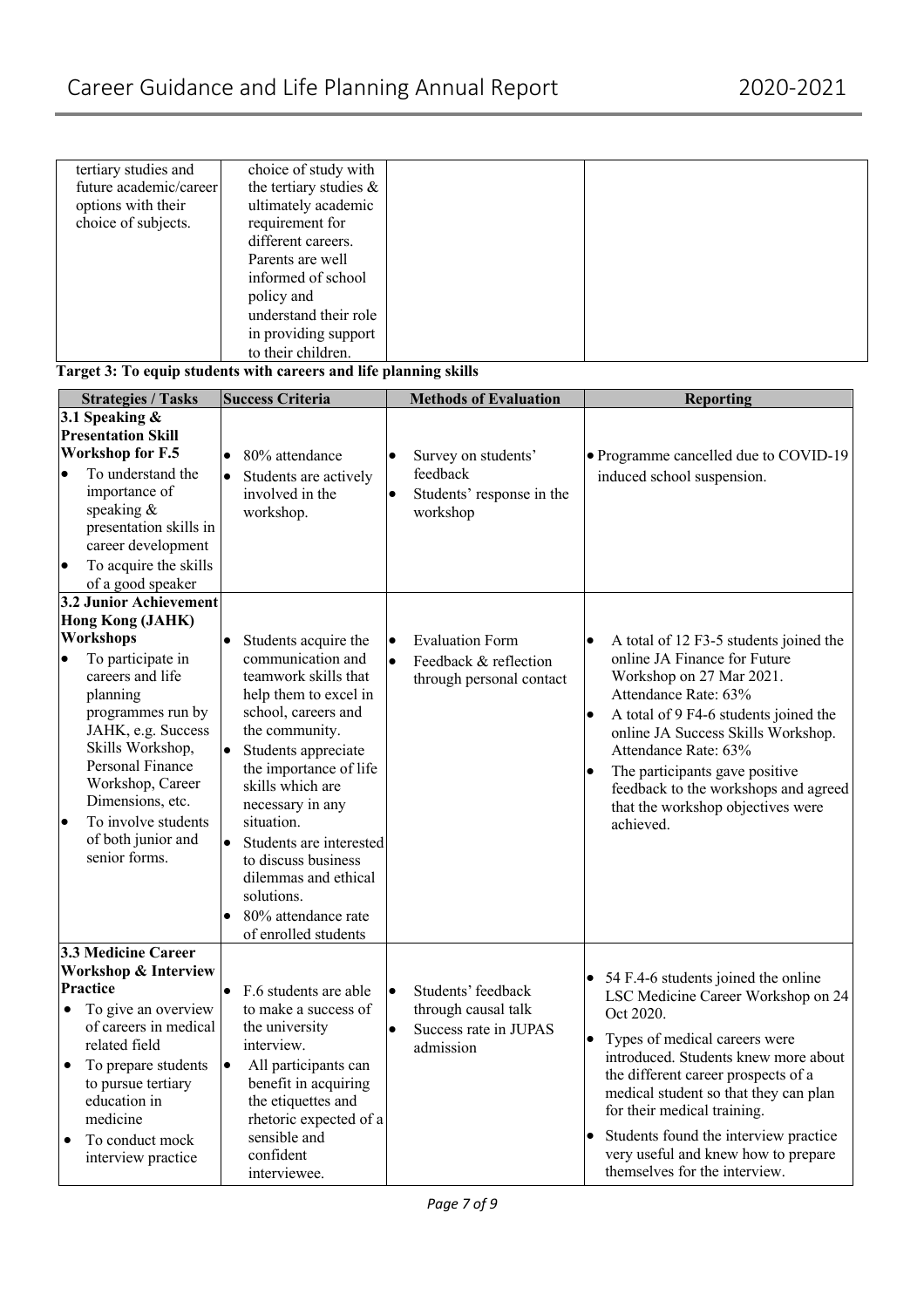| | | | |
|---|---|---|---|
| tertiary studies and future academic/career options with their choice of subjects. | choice of study with the tertiary studies & ultimately academic requirement for different careers. Parents are well informed of school policy and understand their role in providing support to their children. | | |

**Target 3: To equip students with careers and life planning skills**

| Strategies / Tasks | Success Criteria | Methods of Evaluation | Reporting |
|---|---|---|---|
| **3.1 Speaking & Presentation Skill Workshop for F.5**<br>• To understand the importance of speaking & presentation skills in career development<br>• To acquire the skills of a good speaker | • 80% attendance<br>• Students are actively involved in the workshop. | • Survey on students' feedback<br>• Students' response in the workshop | • Programme cancelled due to COVID-19 induced school suspension. |
| **3.2 Junior Achievement Hong Kong (JAHK) Workshops**<br>• To participate in careers and life planning programmes run by JAHK, e.g. Success Skills Workshop, Personal Finance Workshop, Career Dimensions, etc.<br>• To involve students of both junior and senior forms. | • Students acquire the communication and teamwork skills that help them to excel in school, careers and the community.<br>• Students appreciate the importance of life skills which are necessary in any situation.<br>• Students are interested to discuss business dilemmas and ethical solutions.<br>• 80% attendance rate of enrolled students | • Evaluation Form<br>• Feedback & reflection through personal contact | • A total of 12 F3-5 students joined the online JA Finance for Future Workshop on 27 Mar 2021. Attendance Rate: 63%<br>• A total of 9 F4-6 students joined the online JA Success Skills Workshop. Attendance Rate: 63%<br>• The participants gave positive feedback to the workshops and agreed that the workshop objectives were achieved. |
| **3.3 Medicine Career Workshop & Interview Practice**<br>• To give an overview of careers in medical related field<br>• To prepare students to pursue tertiary education in medicine<br>• To conduct mock interview practice | • F.6 students are able to make a success of the university interview.<br>• All participants can benefit in acquiring the etiquettes and rhetoric expected of a sensible and confident interviewee. | • Students' feedback through causal talk<br>• Success rate in JUPAS admission | • 54 F.4-6 students joined the online LSC Medicine Career Workshop on 24 Oct 2020.<br>• Types of medical careers were introduced. Students knew more about the different career prospects of a medical student so that they can plan for their medical training.<br>• Students found the interview practice very useful and knew how to prepare themselves for the interview. |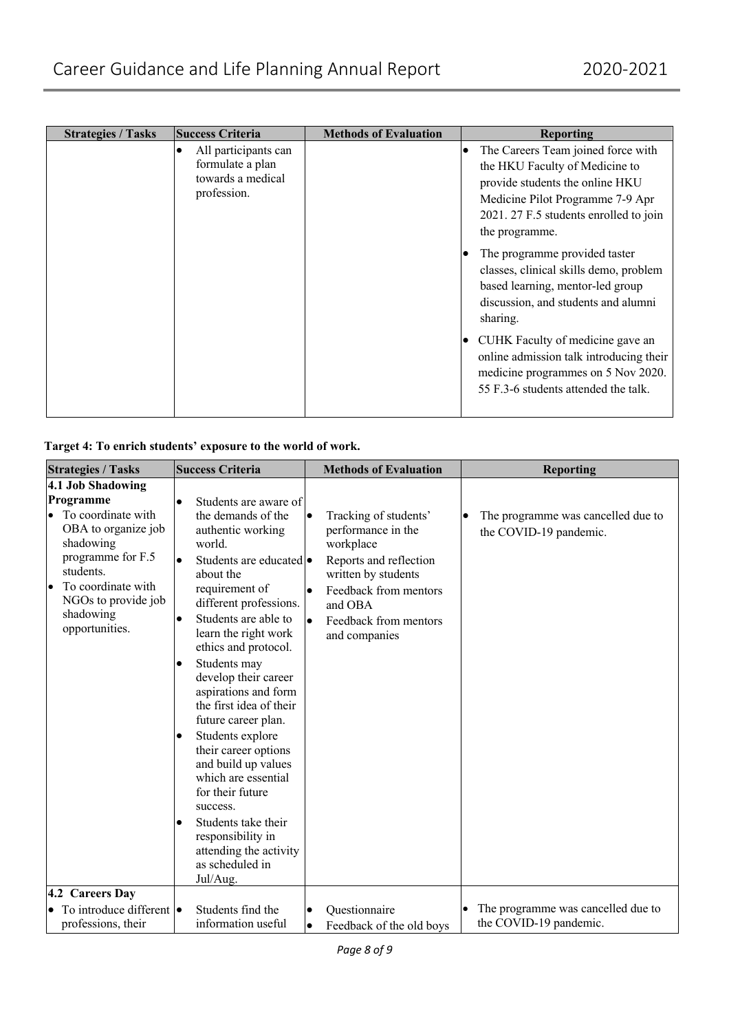| Strategies / Tasks | Success Criteria | Methods of Evaluation | Reporting |
|---|---|---|---|
| | • All participants can formulate a plan towards a medical profession. | | • The Careers Team joined force with the HKU Faculty of Medicine to provide students the online HKU Medicine Pilot Programme 7-9 Apr 2021. 27 F.5 students enrolled to join the programme.<br>• The programme provided taster classes, clinical skills demo, problem based learning, mentor-led group discussion, and students and alumni sharing.<br>• CUHK Faculty of medicine gave an online admission talk introducing their medicine programmes on 5 Nov 2020. 55 F.3-6 students attended the talk. |

**Target 4: To enrich students' exposure to the world of work.**

| Strategies / Tasks | Success Criteria | Methods of Evaluation | Reporting |
|---|---|---|---|
| **4.1 Job Shadowing Programme**<br>• To coordinate with OBA to organize job shadowing programme for F.5 students.<br>• To coordinate with NGOs to provide job shadowing opportunities. | • Students are aware of the demands of the authentic working world.<br>• Students are educated about the requirement of different professions.<br>• Students are able to learn the right work ethics and protocol.<br>• Students may develop their career aspirations and form the first idea of their future career plan.<br>• Students explore their career options and build up values which are essential for their future success.<br>• Students take their responsibility in attending the activity as scheduled in Jul/Aug. | • Tracking of students' performance in the workplace<br>• Reports and reflection written by students<br>• Feedback from mentors and OBA<br>• Feedback from mentors and companies | • The programme was cancelled due to the COVID-19 pandemic. |
| **4.2 Careers Day**<br>• To introduce different professions, their | • Students find the information useful | • Questionnaire<br>• Feedback of the old boys | • The programme was cancelled due to the COVID-19 pandemic. |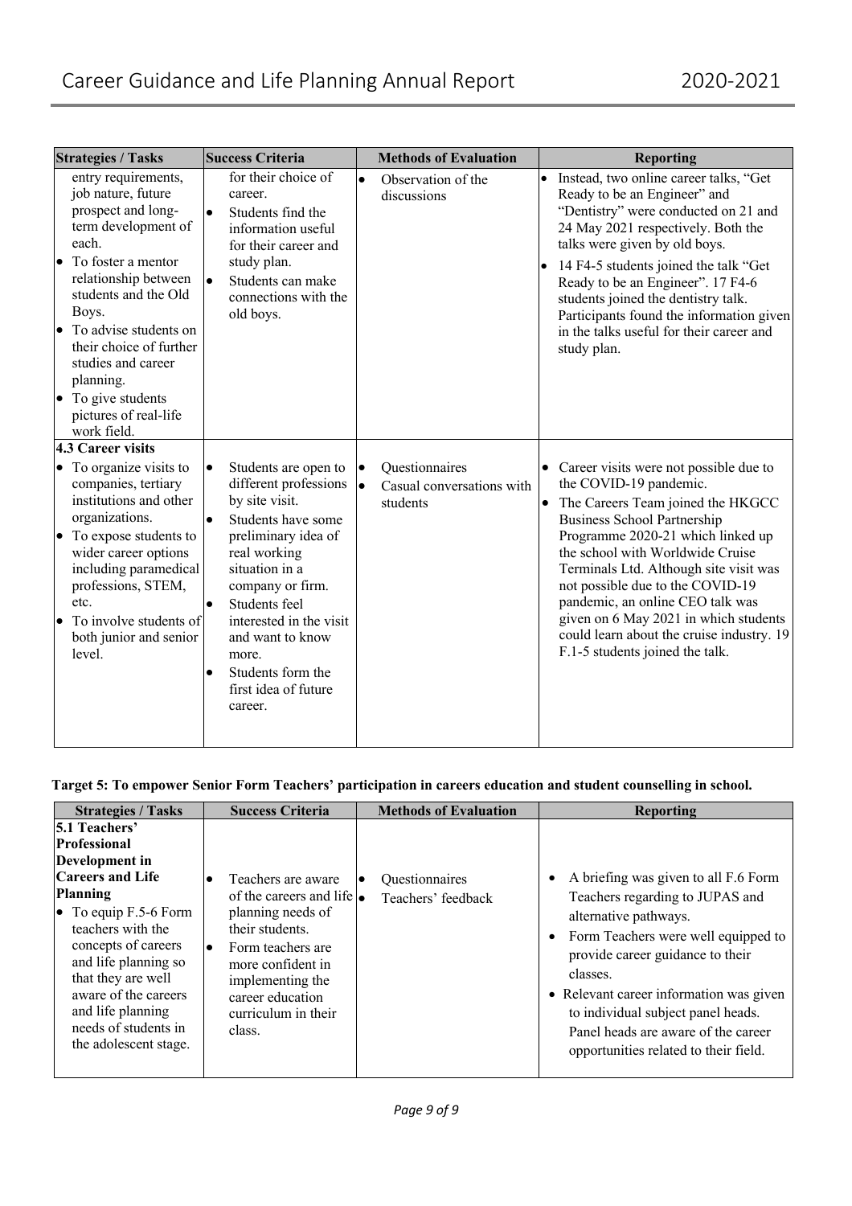| Strategies / Tasks | Success Criteria | Methods of Evaluation | Reporting |
|---|---|---|---|
| entry requirements, job nature, future prospect and long-term development of each.<br>• To foster a mentor relationship between students and the Old Boys.<br>• To advise students on their choice of further studies and career planning.<br>• To give students pictures of real-life work field. | for their choice of career.<br>• Students find the information useful for their career and study plan.<br>• Students can make connections with the old boys. | • Observation of the discussions | • Instead, two online career talks, "Get Ready to be an Engineer" and "Dentistry" were conducted on 21 and 24 May 2021 respectively. Both the talks were given by old boys.<br>• 14 F4-5 students joined the talk "Get Ready to be an Engineer". 17 F4-6 students joined the dentistry talk. Participants found the information given in the talks useful for their career and study plan. |
| **4.3 Career visits**<br>• To organize visits to companies, tertiary institutions and other organizations.<br>• To expose students to wider career options including paramedical professions, STEM, etc.<br>• To involve students of both junior and senior level. | • Students are open to different professions by site visit.<br>• Students have some preliminary idea of real working situation in a company or firm.<br>• Students feel interested in the visit and want to know more.<br>• Students form the first idea of future career. | • Questionnaires<br>• Casual conversations with students | • Career visits were not possible due to the COVID-19 pandemic.<br>• The Careers Team joined the HKGCC Business School Partnership Programme 2020-21 which linked up the school with Worldwide Cruise Terminals Ltd. Although site visit was not possible due to the COVID-19 pandemic, an online CEO talk was given on 6 May 2021 in which students could learn about the cruise industry. 19 F.1-5 students joined the talk. |

**Target 5: To empower Senior Form Teachers' participation in careers education and student counselling in school.**

| Strategies / Tasks | Success Criteria | Methods of Evaluation | Reporting |
|---|---|---|---|
| **5.1 Teachers' Professional Development in Careers and Life Planning**<br>• To equip F.5-6 Form teachers with the concepts of careers and life planning so that they are well aware of the careers and life planning needs of students in the adolescent stage. | • Teachers are aware of the careers and life planning needs of their students.<br>• Form teachers are more confident in implementing the career education curriculum in their class. | • Questionnaires<br>• Teachers' feedback | • A briefing was given to all F.6 Form Teachers regarding to JUPAS and alternative pathways.<br>• Form Teachers were well equipped to provide career guidance to their classes.<br>• Relevant career information was given to individual subject panel heads. Panel heads are aware of the career opportunities related to their field. |